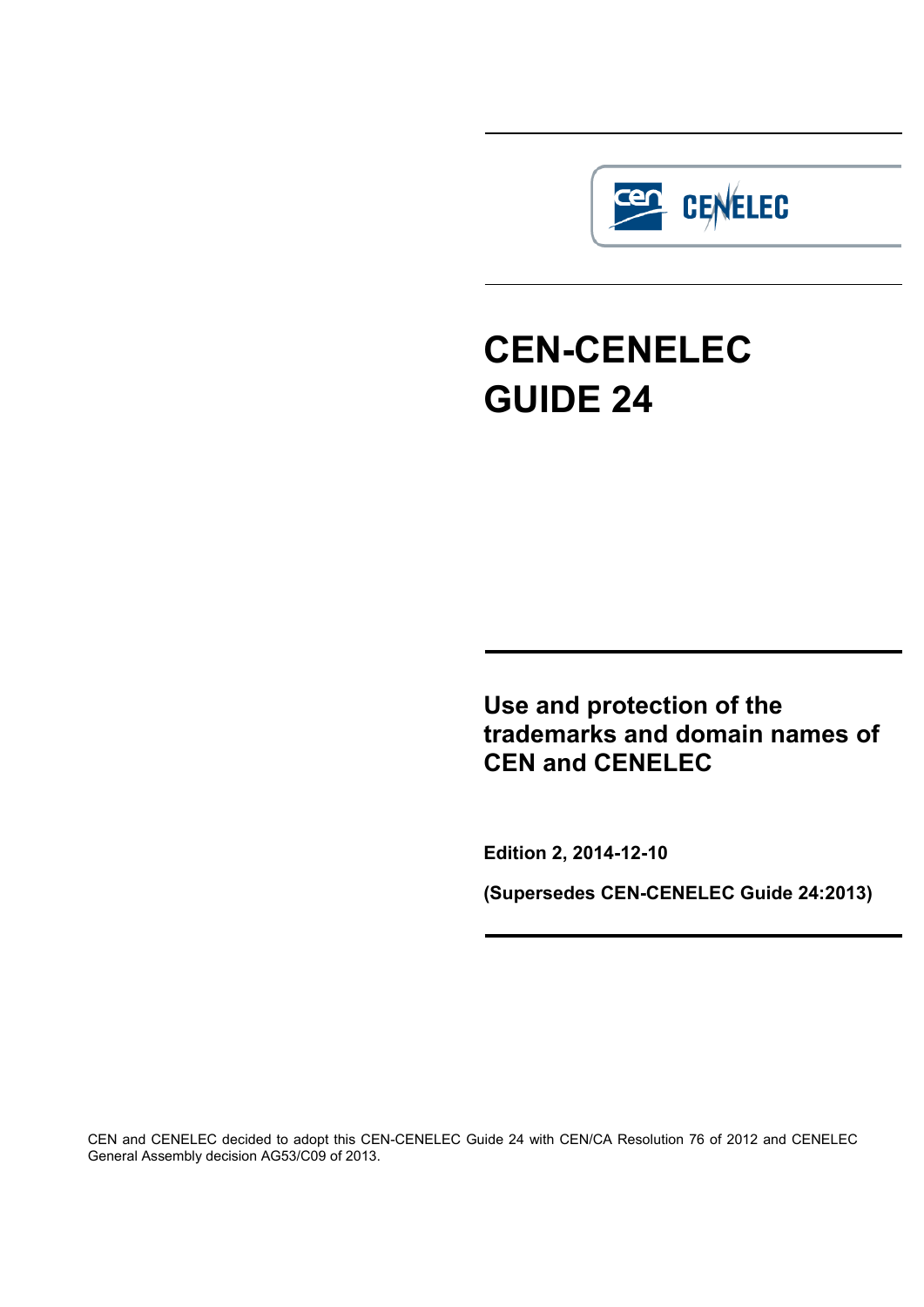# CEN-CENELEC GUIDE 24

## Use and protection of the trademarks and domain names of CEN and CENELEC

**Edition 2, 2014-12-10**

**(Supersedes CEN-CENELEC Guide 24:2013)**

CEN and CENELEC decided to adopt this CEN-CENELEC Guide 24 with CEN/CA Resolution 76 of 2012 and CENELEC General Assembly decision AG53/C09 of 2013.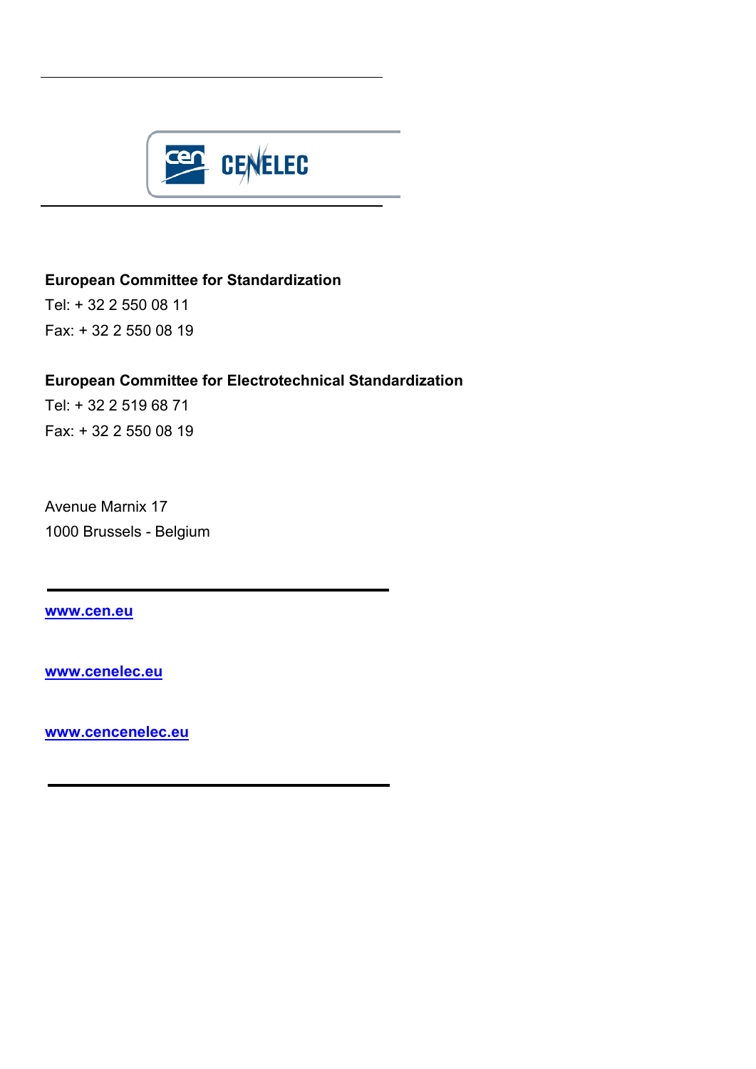**European Committee for Standardization**

Tel: + 32 2 550 08 11

Fax: + 32 2 550 08 19

**European Committee for Electrotechnical Standardization**

Tel: + 32 2 519 68 71

Fax: + 32 2 550 08 19

Avenue Marnix 17

1000 Brussels - Belgium

**www.cen.eu**

**www.cenelec.eu**

**www.cencenelec.eu**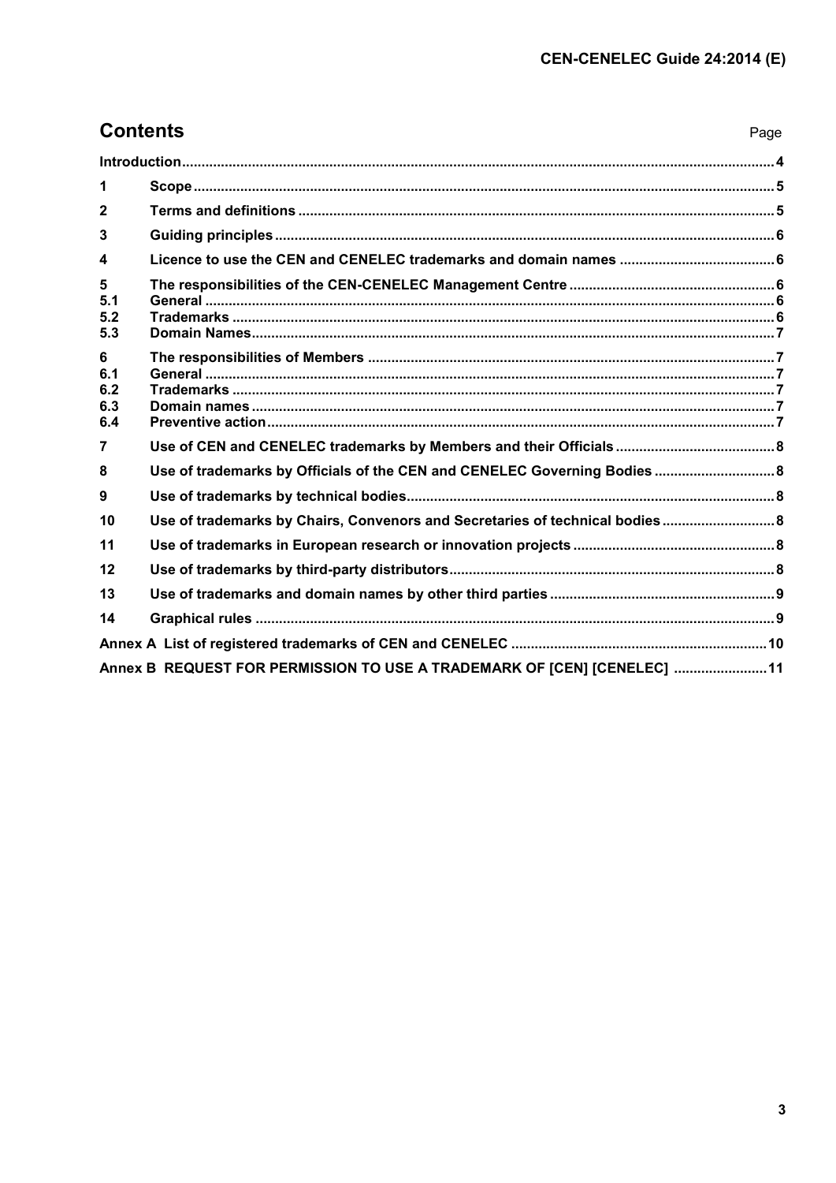## Contents

| | | Page |
|---|---|---|
| | **Introduction** | **4** |
| **1** | **Scope** | **5** |
| **2** | **Terms and definitions** | **5** |
| **3** | **Guiding principles** | **6** |
| **4** | **Licence to use the CEN and CENELEC trademarks and domain names** | **6** |
| **5** | **The responsibilities of the CEN-CENELEC Management Centre** | **6** |
| **5.1** | **General** | **6** |
| **5.2** | **Trademarks** | **6** |
| **5.3** | **Domain Names** | **7** |
| **6** | **The responsibilities of Members** | **7** |
| **6.1** | **General** | **7** |
| **6.2** | **Trademarks** | **7** |
| **6.3** | **Domain names** | **7** |
| **6.4** | **Preventive action** | **7** |
| **7** | **Use of CEN and CENELEC trademarks by Members and their Officials** | **8** |
| **8** | **Use of trademarks by Officials of the CEN and CENELEC Governing Bodies** | **8** |
| **9** | **Use of trademarks by technical bodies** | **8** |
| **10** | **Use of trademarks by Chairs, Convenors and Secretaries of technical bodies** | **8** |
| **11** | **Use of trademarks in European research or innovation projects** | **8** |
| **12** | **Use of trademarks by third-party distributors** | **8** |
| **13** | **Use of trademarks and domain names by other third parties** | **9** |
| **14** | **Graphical rules** | **9** |
| | **Annex A List of registered trademarks of CEN and CENELEC** | **10** |
| | **Annex B REQUEST FOR PERMISSION TO USE A TRADEMARK OF [CEN] [CENELEC]** | **11** |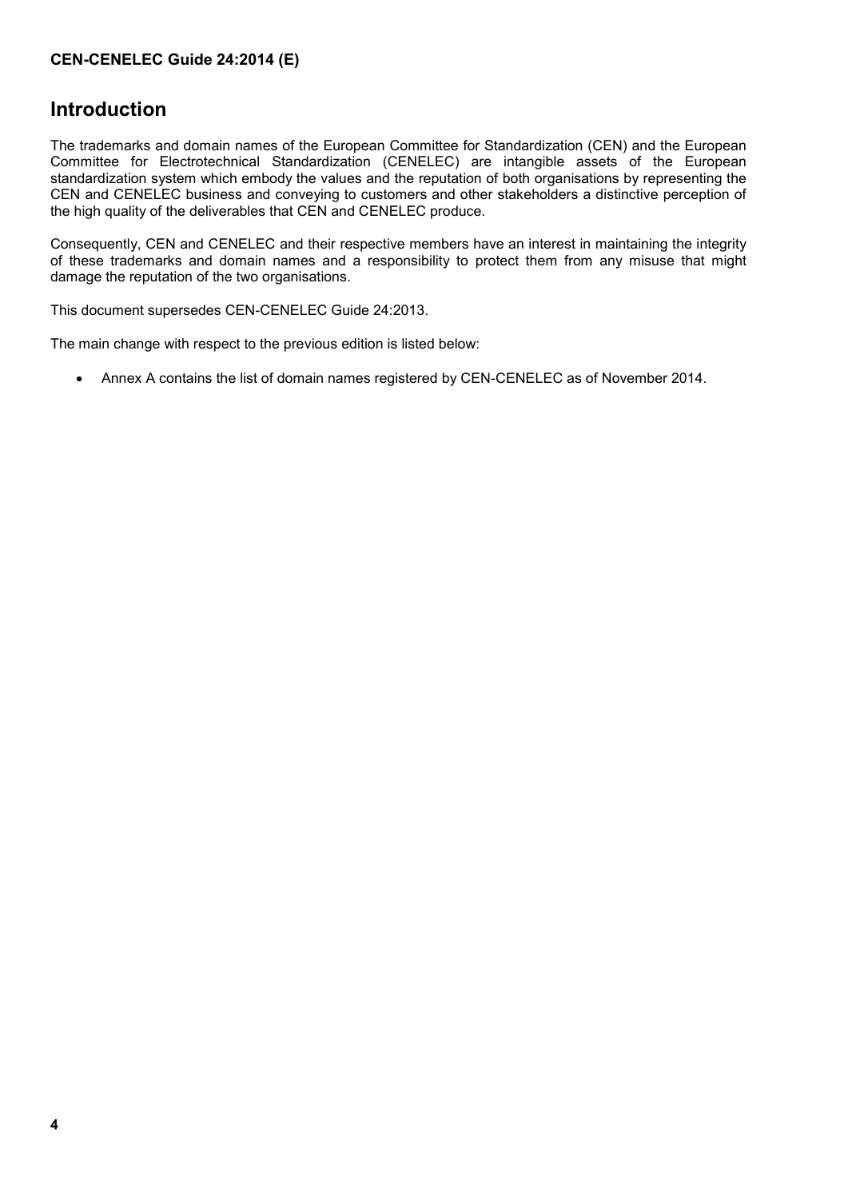# Introduction

The trademarks and domain names of the European Committee for Standardization (CEN) and the European Committee for Electrotechnical Standardization (CENELEC) are intangible assets of the European standardization system which embody the values and the reputation of both organisations by representing the CEN and CENELEC business and conveying to customers and other stakeholders a distinctive perception of the high quality of the deliverables that CEN and CENELEC produce.

Consequently, CEN and CENELEC and their respective members have an interest in maintaining the integrity of these trademarks and domain names and a responsibility to protect them from any misuse that might damage the reputation of the two organisations.

This document supersedes CEN-CENELEC Guide 24:2013.

The main change with respect to the previous edition is listed below:

- Annex A contains the list of domain names registered by CEN-CENELEC as of November 2014.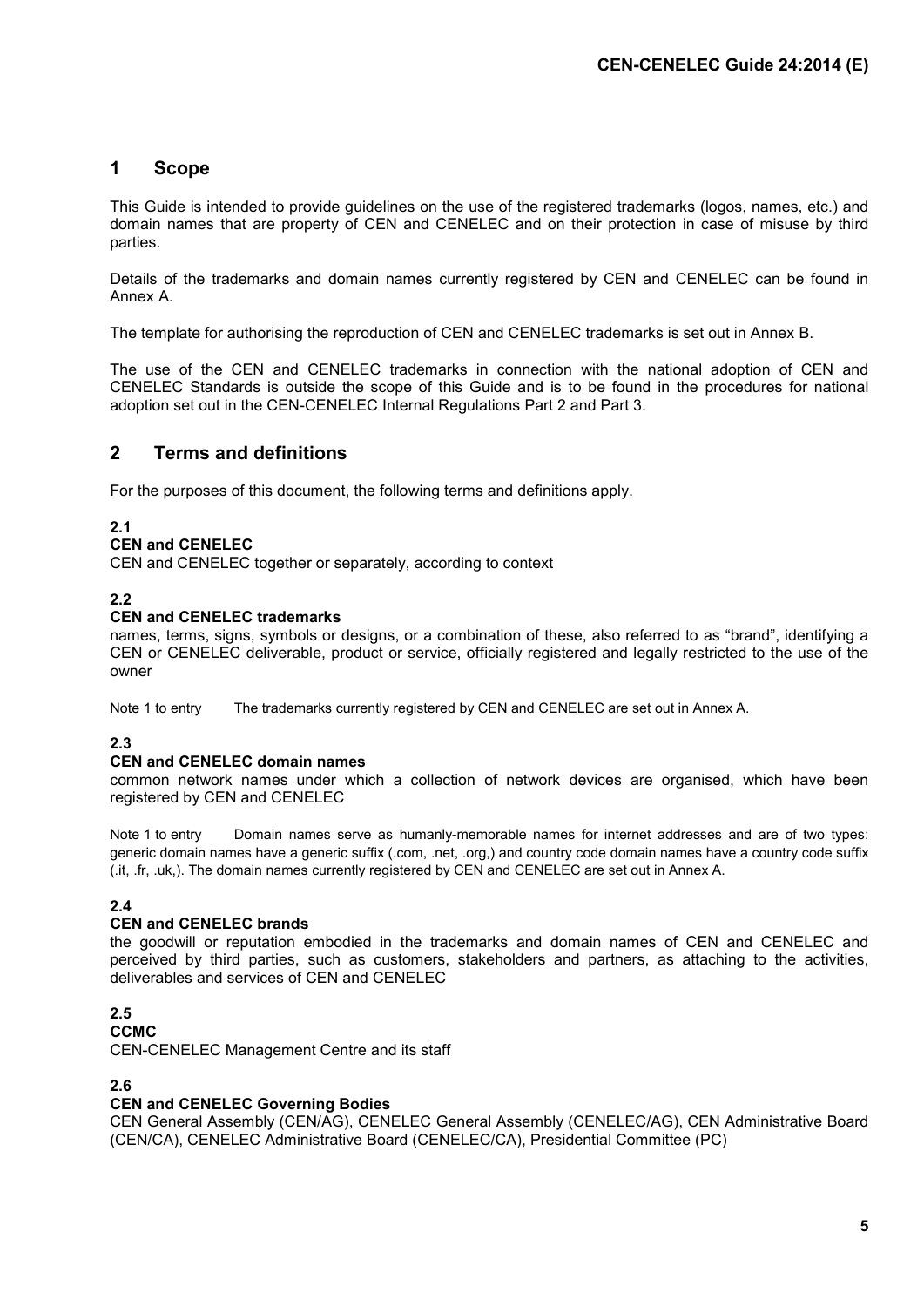## 1 Scope

This Guide is intended to provide guidelines on the use of the registered trademarks (logos, names, etc.) and domain names that are property of CEN and CENELEC and on their protection in case of misuse by third parties.

Details of the trademarks and domain names currently registered by CEN and CENELEC can be found in Annex A.

The template for authorising the reproduction of CEN and CENELEC trademarks is set out in Annex B.

The use of the CEN and CENELEC trademarks in connection with the national adoption of CEN and CENELEC Standards is outside the scope of this Guide and is to be found in the procedures for national adoption set out in the CEN-CENELEC Internal Regulations Part 2 and Part 3.

## 2 Terms and definitions

For the purposes of this document, the following terms and definitions apply.

**2.1**
**CEN and CENELEC**
CEN and CENELEC together or separately, according to context

**2.2**
**CEN and CENELEC trademarks**
names, terms, signs, symbols or designs, or a combination of these, also referred to as "brand", identifying a CEN or CENELEC deliverable, product or service, officially registered and legally restricted to the use of the owner

Note 1 to entry The trademarks currently registered by CEN and CENELEC are set out in Annex A.

**2.3**
**CEN and CENELEC domain names**
common network names under which a collection of network devices are organised, which have been registered by CEN and CENELEC

Note 1 to entry Domain names serve as humanly-memorable names for internet addresses and are of two types: generic domain names have a generic suffix (.com, .net, .org,) and country code domain names have a country code suffix (.it, .fr, .uk,). The domain names currently registered by CEN and CENELEC are set out in Annex A.

**2.4**
**CEN and CENELEC brands**
the goodwill or reputation embodied in the trademarks and domain names of CEN and CENELEC and perceived by third parties, such as customers, stakeholders and partners, as attaching to the activities, deliverables and services of CEN and CENELEC

**2.5**
**CCMC**
CEN-CENELEC Management Centre and its staff

**2.6**
**CEN and CENELEC Governing Bodies**
CEN General Assembly (CEN/AG), CENELEC General Assembly (CENELEC/AG), CEN Administrative Board (CEN/CA), CENELEC Administrative Board (CENELEC/CA), Presidential Committee (PC)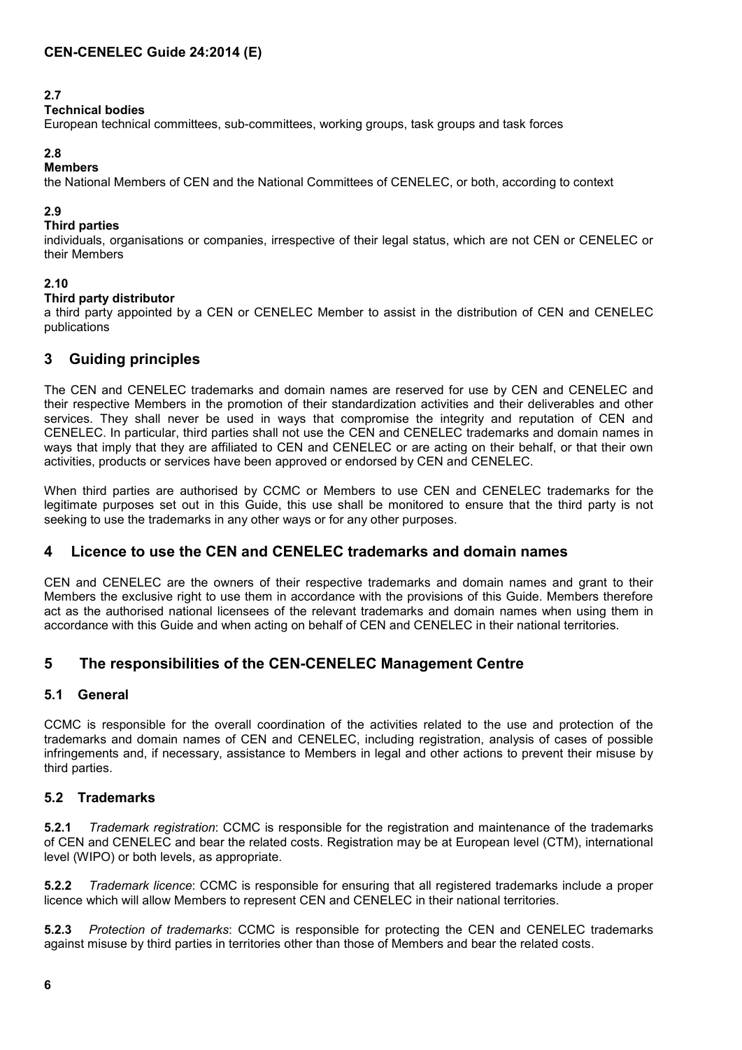**2.7**

**Technical bodies**

European technical committees, sub-committees, working groups, task groups and task forces

**2.8**

**Members**

the National Members of CEN and the National Committees of CENELEC, or both, according to context

**2.9**

**Third parties**

individuals, organisations or companies, irrespective of their legal status, which are not CEN or CENELEC or their Members

**2.10**

**Third party distributor**

a third party appointed by a CEN or CENELEC Member to assist in the distribution of CEN and CENELEC publications

## 3 Guiding principles

The CEN and CENELEC trademarks and domain names are reserved for use by CEN and CENELEC and their respective Members in the promotion of their standardization activities and their deliverables and other services. They shall never be used in ways that compromise the integrity and reputation of CEN and CENELEC. In particular, third parties shall not use the CEN and CENELEC trademarks and domain names in ways that imply that they are affiliated to CEN and CENELEC or are acting on their behalf, or that their own activities, products or services have been approved or endorsed by CEN and CENELEC.

When third parties are authorised by CCMC or Members to use CEN and CENELEC trademarks for the legitimate purposes set out in this Guide, this use shall be monitored to ensure that the third party is not seeking to use the trademarks in any other ways or for any other purposes.

## 4 Licence to use the CEN and CENELEC trademarks and domain names

CEN and CENELEC are the owners of their respective trademarks and domain names and grant to their Members the exclusive right to use them in accordance with the provisions of this Guide. Members therefore act as the authorised national licensees of the relevant trademarks and domain names when using them in accordance with this Guide and when acting on behalf of CEN and CENELEC in their national territories.

## 5 The responsibilities of the CEN-CENELEC Management Centre

### 5.1 General

CCMC is responsible for the overall coordination of the activities related to the use and protection of the trademarks and domain names of CEN and CENELEC, including registration, analysis of cases of possible infringements and, if necessary, assistance to Members in legal and other actions to prevent their misuse by third parties.

### 5.2 Trademarks

**5.2.1** *Trademark registration*: CCMC is responsible for the registration and maintenance of the trademarks of CEN and CENELEC and bear the related costs. Registration may be at European level (CTM), international level (WIPO) or both levels, as appropriate.

**5.2.2** *Trademark licence*: CCMC is responsible for ensuring that all registered trademarks include a proper licence which will allow Members to represent CEN and CENELEC in their national territories.

**5.2.3** *Protection of trademarks*: CCMC is responsible for protecting the CEN and CENELEC trademarks against misuse by third parties in territories other than those of Members and bear the related costs.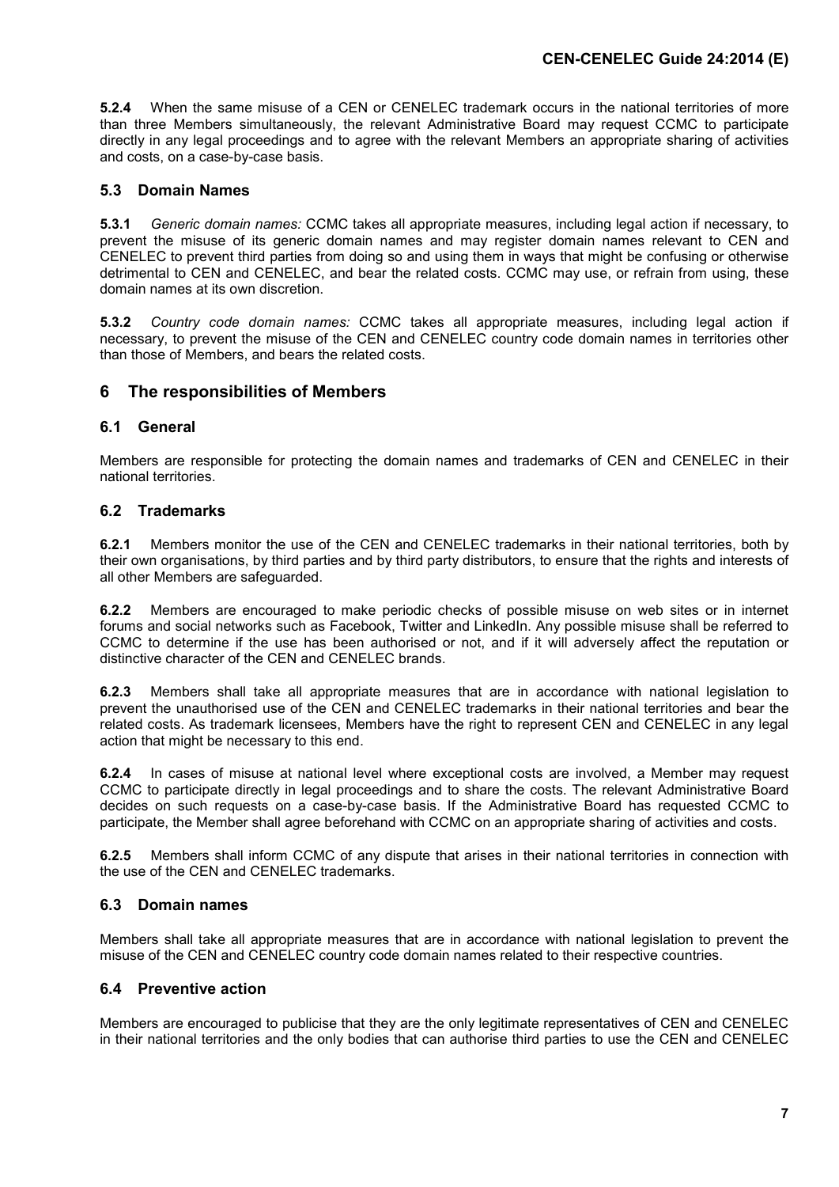**5.2.4** When the same misuse of a CEN or CENELEC trademark occurs in the national territories of more than three Members simultaneously, the relevant Administrative Board may request CCMC to participate directly in any legal proceedings and to agree with the relevant Members an appropriate sharing of activities and costs, on a case-by-case basis.

### 5.3 Domain Names

**5.3.1** *Generic domain names:* CCMC takes all appropriate measures, including legal action if necessary, to prevent the misuse of its generic domain names and may register domain names relevant to CEN and CENELEC to prevent third parties from doing so and using them in ways that might be confusing or otherwise detrimental to CEN and CENELEC, and bear the related costs. CCMC may use, or refrain from using, these domain names at its own discretion.

**5.3.2** *Country code domain names:* CCMC takes all appropriate measures, including legal action if necessary, to prevent the misuse of the CEN and CENELEC country code domain names in territories other than those of Members, and bears the related costs.

## 6 The responsibilities of Members

### 6.1 General

Members are responsible for protecting the domain names and trademarks of CEN and CENELEC in their national territories.

### 6.2 Trademarks

**6.2.1** Members monitor the use of the CEN and CENELEC trademarks in their national territories, both by their own organisations, by third parties and by third party distributors, to ensure that the rights and interests of all other Members are safeguarded.

**6.2.2** Members are encouraged to make periodic checks of possible misuse on web sites or in internet forums and social networks such as Facebook, Twitter and LinkedIn. Any possible misuse shall be referred to CCMC to determine if the use has been authorised or not, and if it will adversely affect the reputation or distinctive character of the CEN and CENELEC brands.

**6.2.3** Members shall take all appropriate measures that are in accordance with national legislation to prevent the unauthorised use of the CEN and CENELEC trademarks in their national territories and bear the related costs. As trademark licensees, Members have the right to represent CEN and CENELEC in any legal action that might be necessary to this end.

**6.2.4** In cases of misuse at national level where exceptional costs are involved, a Member may request CCMC to participate directly in legal proceedings and to share the costs. The relevant Administrative Board decides on such requests on a case-by-case basis. If the Administrative Board has requested CCMC to participate, the Member shall agree beforehand with CCMC on an appropriate sharing of activities and costs.

**6.2.5** Members shall inform CCMC of any dispute that arises in their national territories in connection with the use of the CEN and CENELEC trademarks.

### 6.3 Domain names

Members shall take all appropriate measures that are in accordance with national legislation to prevent the misuse of the CEN and CENELEC country code domain names related to their respective countries.

### 6.4 Preventive action

Members are encouraged to publicise that they are the only legitimate representatives of CEN and CENELEC in their national territories and the only bodies that can authorise third parties to use the CEN and CENELEC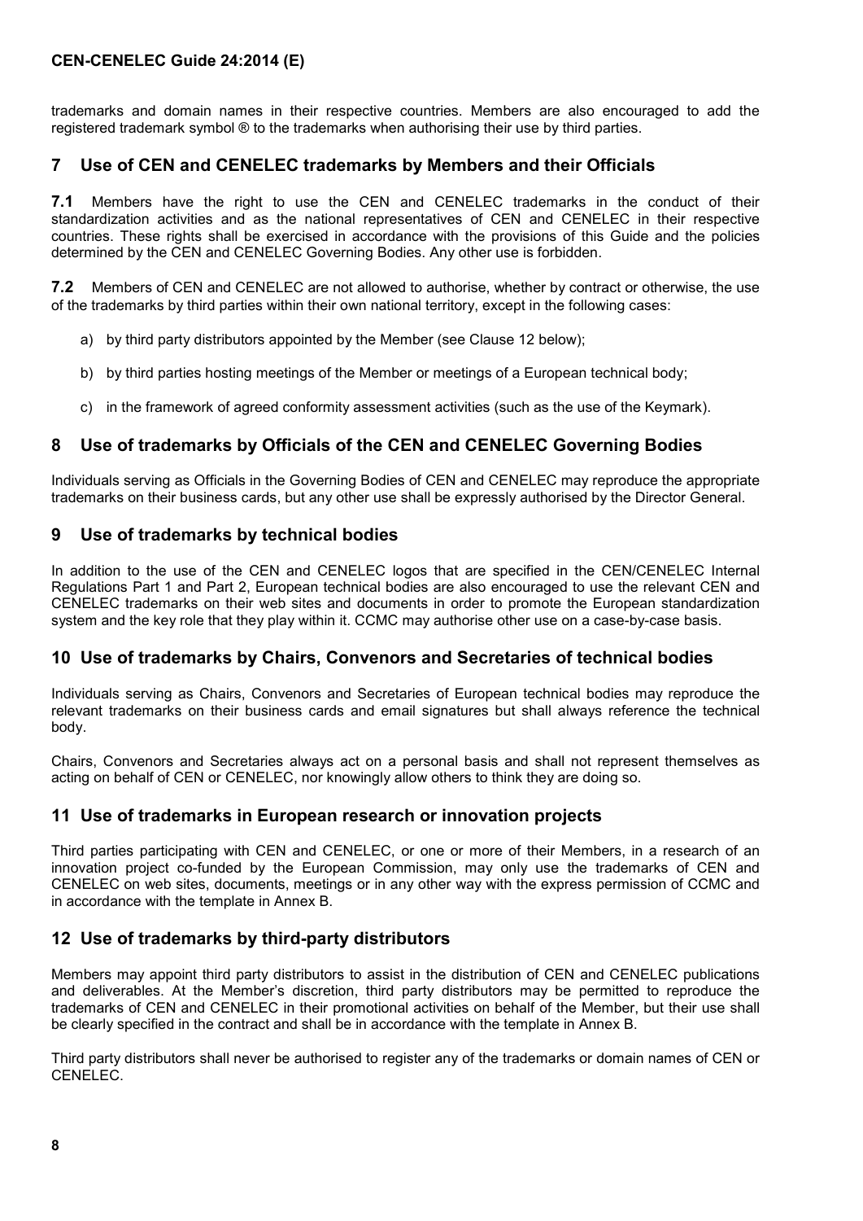trademarks and domain names in their respective countries. Members are also encouraged to add the registered trademark symbol ® to the trademarks when authorising their use by third parties.

## 7 Use of CEN and CENELEC trademarks by Members and their Officials

**7.1** Members have the right to use the CEN and CENELEC trademarks in the conduct of their standardization activities and as the national representatives of CEN and CENELEC in their respective countries. These rights shall be exercised in accordance with the provisions of this Guide and the policies determined by the CEN and CENELEC Governing Bodies. Any other use is forbidden.

**7.2** Members of CEN and CENELEC are not allowed to authorise, whether by contract or otherwise, the use of the trademarks by third parties within their own national territory, except in the following cases:

a) by third party distributors appointed by the Member (see Clause 12 below);

b) by third parties hosting meetings of the Member or meetings of a European technical body;

c) in the framework of agreed conformity assessment activities (such as the use of the Keymark).

## 8 Use of trademarks by Officials of the CEN and CENELEC Governing Bodies

Individuals serving as Officials in the Governing Bodies of CEN and CENELEC may reproduce the appropriate trademarks on their business cards, but any other use shall be expressly authorised by the Director General.

## 9 Use of trademarks by technical bodies

In addition to the use of the CEN and CENELEC logos that are specified in the CEN/CENELEC Internal Regulations Part 1 and Part 2, European technical bodies are also encouraged to use the relevant CEN and CENELEC trademarks on their web sites and documents in order to promote the European standardization system and the key role that they play within it. CCMC may authorise other use on a case-by-case basis.

## 10 Use of trademarks by Chairs, Convenors and Secretaries of technical bodies

Individuals serving as Chairs, Convenors and Secretaries of European technical bodies may reproduce the relevant trademarks on their business cards and email signatures but shall always reference the technical body.

Chairs, Convenors and Secretaries always act on a personal basis and shall not represent themselves as acting on behalf of CEN or CENELEC, nor knowingly allow others to think they are doing so.

## 11 Use of trademarks in European research or innovation projects

Third parties participating with CEN and CENELEC, or one or more of their Members, in a research of an innovation project co-funded by the European Commission, may only use the trademarks of CEN and CENELEC on web sites, documents, meetings or in any other way with the express permission of CCMC and in accordance with the template in Annex B.

## 12 Use of trademarks by third-party distributors

Members may appoint third party distributors to assist in the distribution of CEN and CENELEC publications and deliverables. At the Member's discretion, third party distributors may be permitted to reproduce the trademarks of CEN and CENELEC in their promotional activities on behalf of the Member, but their use shall be clearly specified in the contract and shall be in accordance with the template in Annex B.

Third party distributors shall never be authorised to register any of the trademarks or domain names of CEN or CENELEC.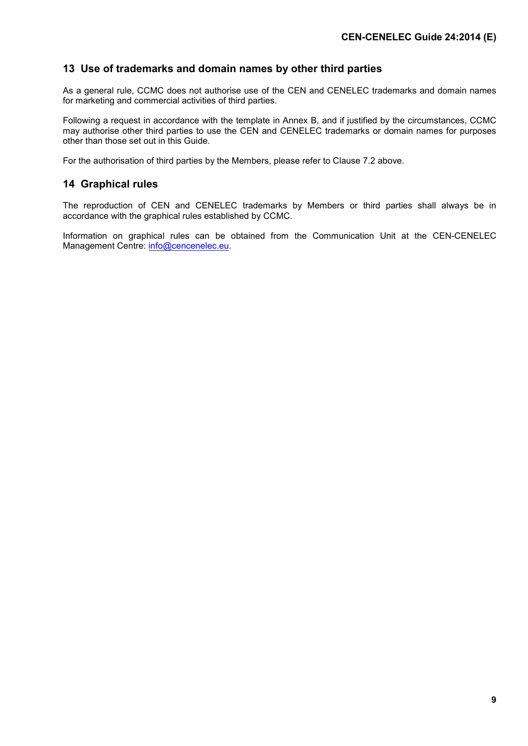## 13 Use of trademarks and domain names by other third parties

As a general rule, CCMC does not authorise use of the CEN and CENELEC trademarks and domain names for marketing and commercial activities of third parties.

Following a request in accordance with the template in Annex B, and if justified by the circumstances, CCMC may authorise other third parties to use the CEN and CENELEC trademarks or domain names for purposes other than those set out in this Guide.

For the authorisation of third parties by the Members, please refer to Clause 7.2 above.

## 14 Graphical rules

The reproduction of CEN and CENELEC trademarks by Members or third parties shall always be in accordance with the graphical rules established by CCMC.

Information on graphical rules can be obtained from the Communication Unit at the CEN-CENELEC Management Centre: info@cencenelec.eu.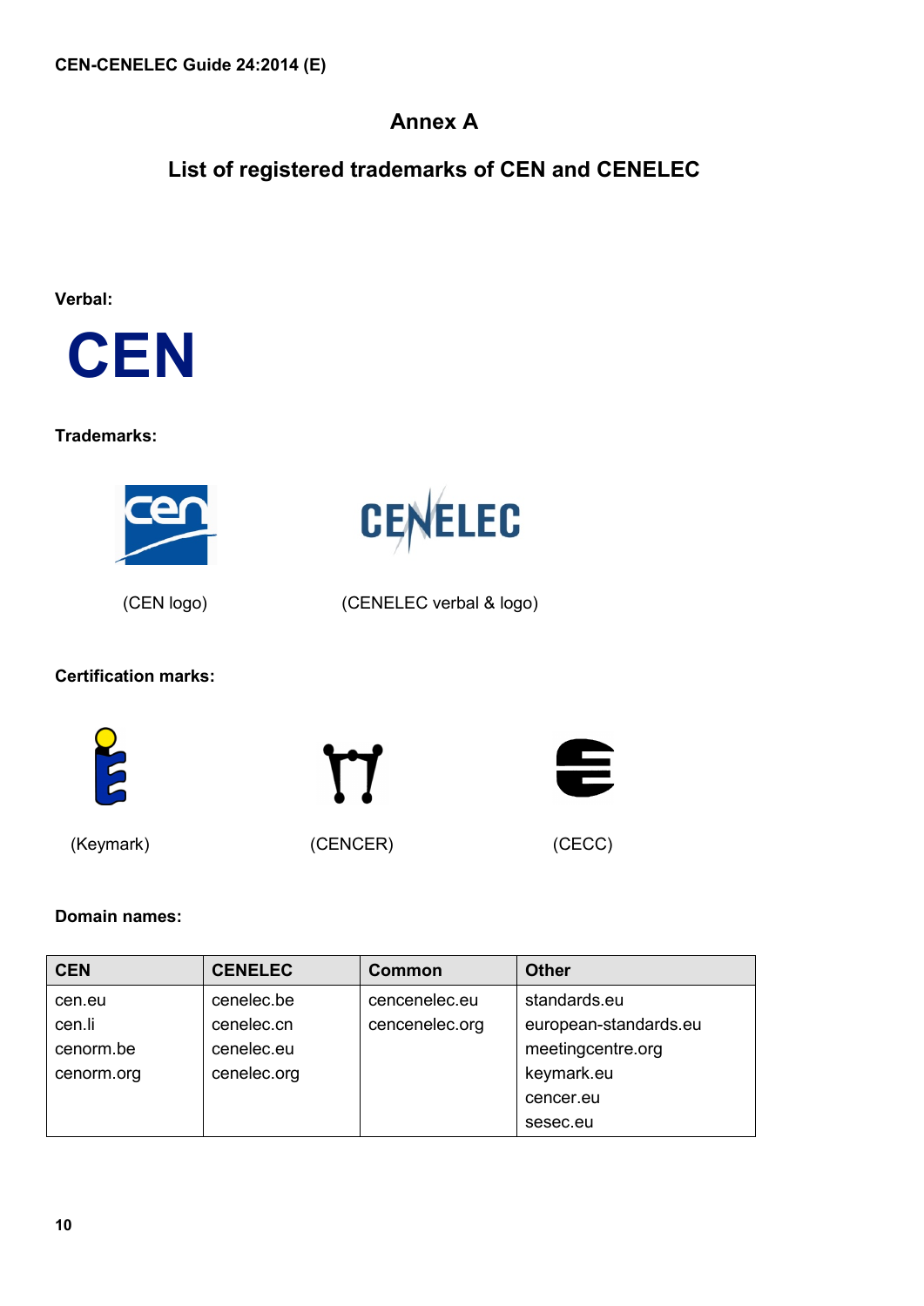# Annex A

## List of registered trademarks of CEN and CENELEC

**Verbal:**

CEN

**Trademarks:**

(CEN logo)

CENELEC

(CENELEC verbal & logo)

**Certification marks:**

(Keymark)

(CENCER)

(CECC)

**Domain names:**

| CEN | CENELEC | Common | Other |
|---|---|---|---|
| cen.eu<br>cen.li<br>cenorm.be<br>cenorm.org | cenelec.be<br>cenelec.cn<br>cenelec.eu<br>cenelec.org | cencenelec.eu<br>cencenelec.org | standards.eu<br>european-standards.eu<br>meetingcentre.org<br>keymark.eu<br>cencer.eu<br>sesec.eu |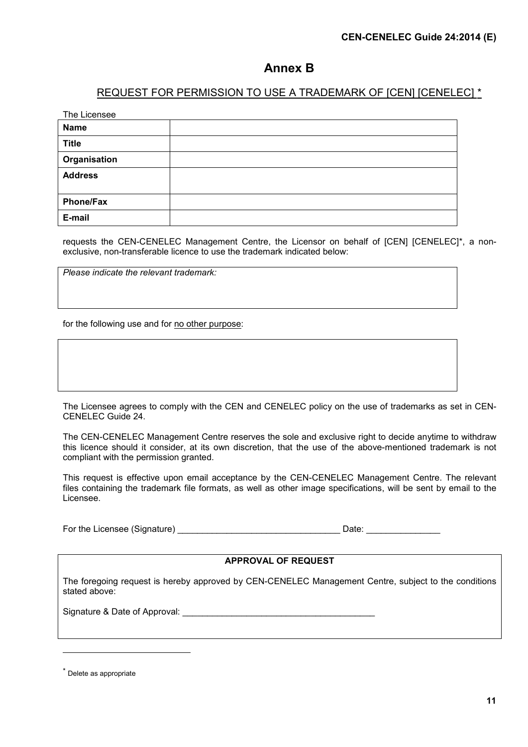# Annex B

## REQUEST FOR PERMISSION TO USE A TRADEMARK OF [CEN] [CENELEC] *

The Licensee

| | |
|---|---|
| **Name** | |
| **Title** | |
| **Organisation** | |
| **Address** | |
| **Phone/Fax** | |
| **E-mail** | |

requests the CEN-CENELEC Management Centre, the Licensor on behalf of [CEN] [CENELEC]*, a non-exclusive, non-transferable licence to use the trademark indicated below:

| |
|---|
| *Please indicate the relevant trademark:* |

for the following use and for no other purpose:

| |
|---|
| |

The Licensee agrees to comply with the CEN and CENELEC policy on the use of trademarks as set in CEN-CENELEC Guide 24.

The CEN-CENELEC Management Centre reserves the sole and exclusive right to decide anytime to withdraw this licence should it consider, at its own discretion, that the use of the above-mentioned trademark is not compliant with the permission granted.

This request is effective upon email acceptance by the CEN-CENELEC Management Centre. The relevant files containing the trademark file formats, as well as other image specifications, will be sent by email to the Licensee.

For the Licensee (Signature) _________________________________ Date: _______________

**APPROVAL OF REQUEST**

The foregoing request is hereby approved by CEN-CENELEC Management Centre, subject to the conditions stated above:

Signature & Date of Approval: _______________________________________

---

* Delete as appropriate